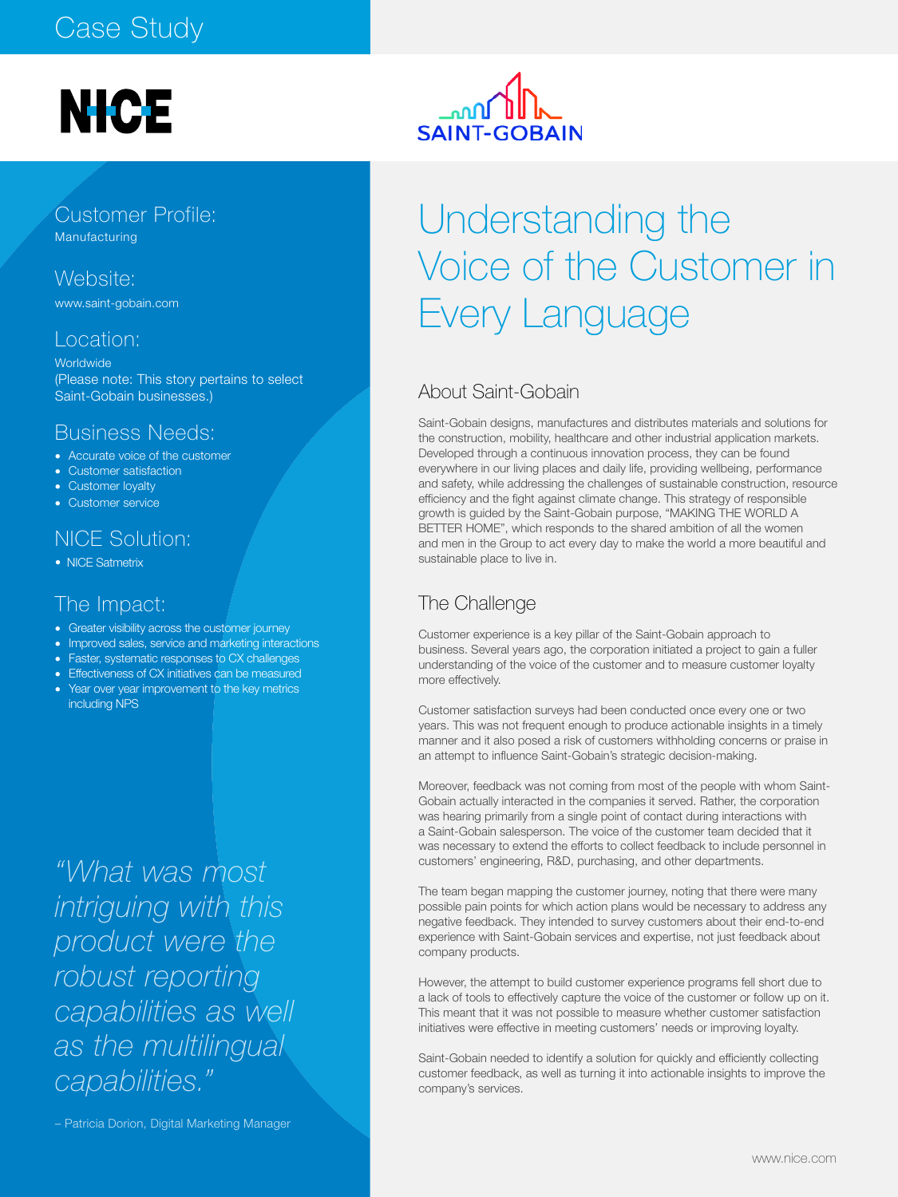Case Study

NICE

SAINT-GOBAIN

## Customer Profile:
Manufacturing

## Website:
www.saint-gobain.com

## Location:
Worldwide
(Please note: This story pertains to select Saint-Gobain businesses.)

## Business Needs:
- Accurate voice of the customer
- Customer satisfaction
- Customer loyalty
- Customer service

## NICE Solution:
- NICE Satmetrix

## The Impact:
- Greater visibility across the customer journey
- Improved sales, service and marketing interactions
- Faster, systematic responses to CX challenges
- Effectiveness of CX initiatives can be measured
- Year over year improvement to the key metrics including NPS

*"What was most intriguing with this product were the robust reporting capabilities as well as the multilingual capabilities."*

– Patricia Dorion, Digital Marketing Manager

# Understanding the Voice of the Customer in Every Language

## About Saint-Gobain

Saint-Gobain designs, manufactures and distributes materials and solutions for the construction, mobility, healthcare and other industrial application markets. Developed through a continuous innovation process, they can be found everywhere in our living places and daily life, providing wellbeing, performance and safety, while addressing the challenges of sustainable construction, resource efficiency and the fight against climate change. This strategy of responsible growth is guided by the Saint-Gobain purpose, "MAKING THE WORLD A BETTER HOME", which responds to the shared ambition of all the women and men in the Group to act every day to make the world a more beautiful and sustainable place to live in.

## The Challenge

Customer experience is a key pillar of the Saint-Gobain approach to business. Several years ago, the corporation initiated a project to gain a fuller understanding of the voice of the customer and to measure customer loyalty more effectively.

Customer satisfaction surveys had been conducted once every one or two years. This was not frequent enough to produce actionable insights in a timely manner and it also posed a risk of customers withholding concerns or praise in an attempt to influence Saint-Gobain's strategic decision-making.

Moreover, feedback was not coming from most of the people with whom Saint-Gobain actually interacted in the companies it served. Rather, the corporation was hearing primarily from a single point of contact during interactions with a Saint-Gobain salesperson. The voice of the customer team decided that it was necessary to extend the efforts to collect feedback to include personnel in customers' engineering, R&D, purchasing, and other departments.

The team began mapping the customer journey, noting that there were many possible pain points for which action plans would be necessary to address any negative feedback. They intended to survey customers about their end-to-end experience with Saint-Gobain services and expertise, not just feedback about company products.

However, the attempt to build customer experience programs fell short due to a lack of tools to effectively capture the voice of the customer or follow up on it. This meant that it was not possible to measure whether customer satisfaction initiatives were effective in meeting customers' needs or improving loyalty.

Saint-Gobain needed to identify a solution for quickly and efficiently collecting customer feedback, as well as turning it into actionable insights to improve the company's services.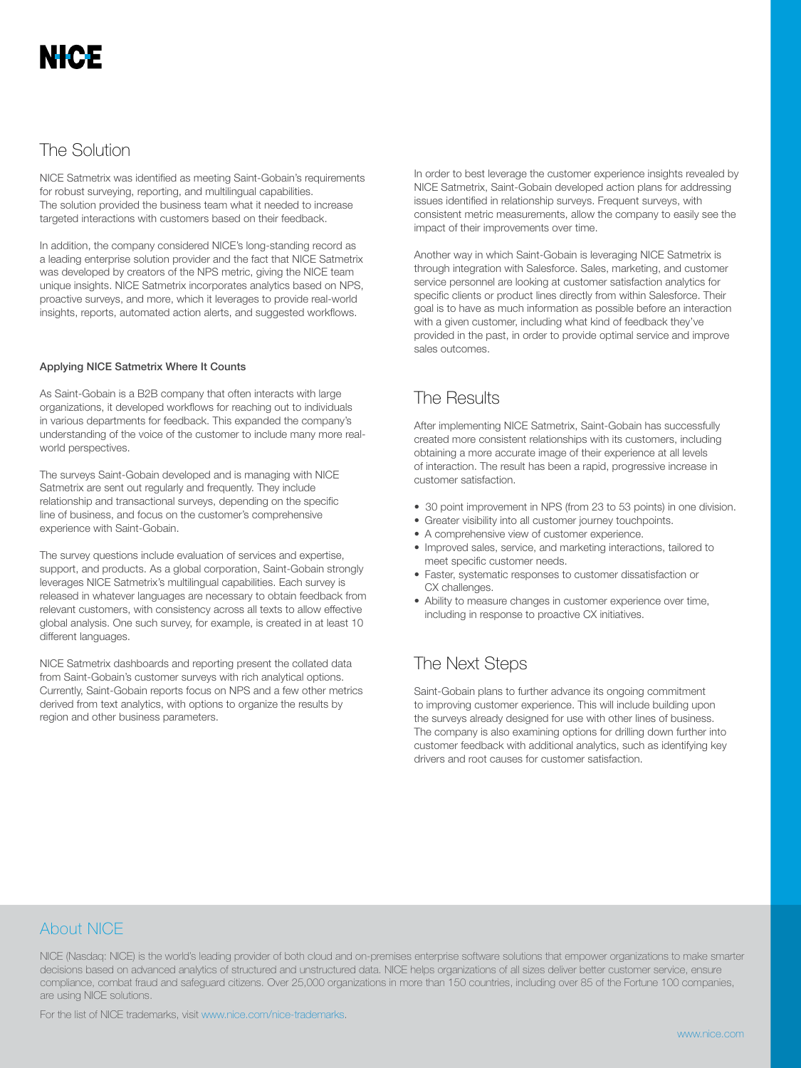## The Solution

NICE Satmetrix was identified as meeting Saint-Gobain's requirements for robust surveying, reporting, and multilingual capabilities. The solution provided the business team what it needed to increase targeted interactions with customers based on their feedback.

In addition, the company considered NICE's long-standing record as a leading enterprise solution provider and the fact that NICE Satmetrix was developed by creators of the NPS metric, giving the NICE team unique insights. NICE Satmetrix incorporates analytics based on NPS, proactive surveys, and more, which it leverages to provide real-world insights, reports, automated action alerts, and suggested workflows.

### Applying NICE Satmetrix Where It Counts

As Saint-Gobain is a B2B company that often interacts with large organizations, it developed workflows for reaching out to individuals in various departments for feedback. This expanded the company's understanding of the voice of the customer to include many more real-world perspectives.

The surveys Saint-Gobain developed and is managing with NICE Satmetrix are sent out regularly and frequently. They include relationship and transactional surveys, depending on the specific line of business, and focus on the customer's comprehensive experience with Saint-Gobain.

The survey questions include evaluation of services and expertise, support, and products. As a global corporation, Saint-Gobain strongly leverages NICE Satmetrix's multilingual capabilities. Each survey is released in whatever languages are necessary to obtain feedback from relevant customers, with consistency across all texts to allow effective global analysis. One such survey, for example, is created in at least 10 different languages.

NICE Satmetrix dashboards and reporting present the collated data from Saint-Gobain's customer surveys with rich analytical options. Currently, Saint-Gobain reports focus on NPS and a few other metrics derived from text analytics, with options to organize the results by region and other business parameters.

In order to best leverage the customer experience insights revealed by NICE Satmetrix, Saint-Gobain developed action plans for addressing issues identified in relationship surveys. Frequent surveys, with consistent metric measurements, allow the company to easily see the impact of their improvements over time.

Another way in which Saint-Gobain is leveraging NICE Satmetrix is through integration with Salesforce. Sales, marketing, and customer service personnel are looking at customer satisfaction analytics for specific clients or product lines directly from within Salesforce. Their goal is to have as much information as possible before an interaction with a given customer, including what kind of feedback they've provided in the past, in order to provide optimal service and improve sales outcomes.

## The Results

After implementing NICE Satmetrix, Saint-Gobain has successfully created more consistent relationships with its customers, including obtaining a more accurate image of their experience at all levels of interaction. The result has been a rapid, progressive increase in customer satisfaction.

- 30 point improvement in NPS (from 23 to 53 points) in one division.
- Greater visibility into all customer journey touchpoints.
- A comprehensive view of customer experience.
- Improved sales, service, and marketing interactions, tailored to meet specific customer needs.
- Faster, systematic responses to customer dissatisfaction or CX challenges.
- Ability to measure changes in customer experience over time, including in response to proactive CX initiatives.

## The Next Steps

Saint-Gobain plans to further advance its ongoing commitment to improving customer experience. This will include building upon the surveys already designed for use with other lines of business. The company is also examining options for drilling down further into customer feedback with additional analytics, such as identifying key drivers and root causes for customer satisfaction.

## About NICE

NICE (Nasdaq: NICE) is the world's leading provider of both cloud and on-premises enterprise software solutions that empower organizations to make smarter decisions based on advanced analytics of structured and unstructured data. NICE helps organizations of all sizes deliver better customer service, ensure compliance, combat fraud and safeguard citizens. Over 25,000 organizations in more than 150 countries, including over 85 of the Fortune 100 companies, are using NICE solutions.

For the list of NICE trademarks, visit www.nice.com/nice-trademarks.

www.nice.com